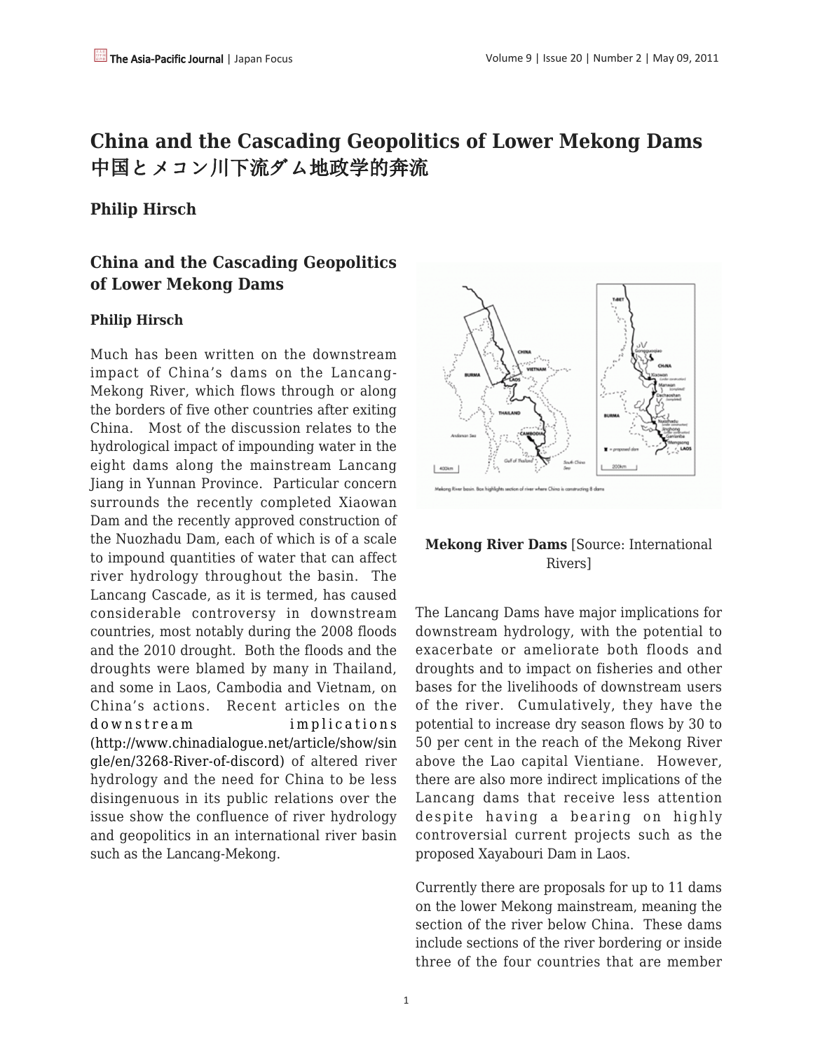# China and the Cascading Geopolitics of Lower Mekong Dams 中国とメコン川下流ダム地政学的奔流

**Philip Hirsch**

## China and the Cascading Geopolitics of Lower Mekong Dams

**Philip Hirsch**

Much has been written on the downstream impact of China's dams on the Lancang-Mekong River, which flows through or along the borders of five other countries after exiting China. Most of the discussion relates to the hydrological impact of impounding water in the eight dams along the mainstream Lancang Jiang in Yunnan Province. Particular concern surrounds the recently completed Xiaowan Dam and the recently approved construction of the Nuozhadu Dam, each of which is of a scale to impound quantities of water that can affect river hydrology throughout the basin. The Lancang Cascade, as it is termed, has caused considerable controversy in downstream countries, most notably during the 2008 floods and the 2010 drought. Both the floods and the droughts were blamed by many in Thailand, and some in Laos, Cambodia and Vietnam, on China's actions. Recent articles on the downstream implications (http://www.chinadialogue.net/article/show/single/en/3268-River-of-discord) of altered river hydrology and the need for China to be less disingenuous in its public relations over the issue show the confluence of river hydrology and geopolitics in an international river basin such as the Lancang-Mekong.

**Mekong River Dams** [Source: International Rivers]

The Lancang Dams have major implications for downstream hydrology, with the potential to exacerbate or ameliorate both floods and droughts and to impact on fisheries and other bases for the livelihoods of downstream users of the river. Cumulatively, they have the potential to increase dry season flows by 30 to 50 per cent in the reach of the Mekong River above the Lao capital Vientiane. However, there are also more indirect implications of the Lancang dams that receive less attention despite having a bearing on highly controversial current projects such as the proposed Xayabouri Dam in Laos.

Currently there are proposals for up to 11 dams on the lower Mekong mainstream, meaning the section of the river below China. These dams include sections of the river bordering or inside three of the four countries that are member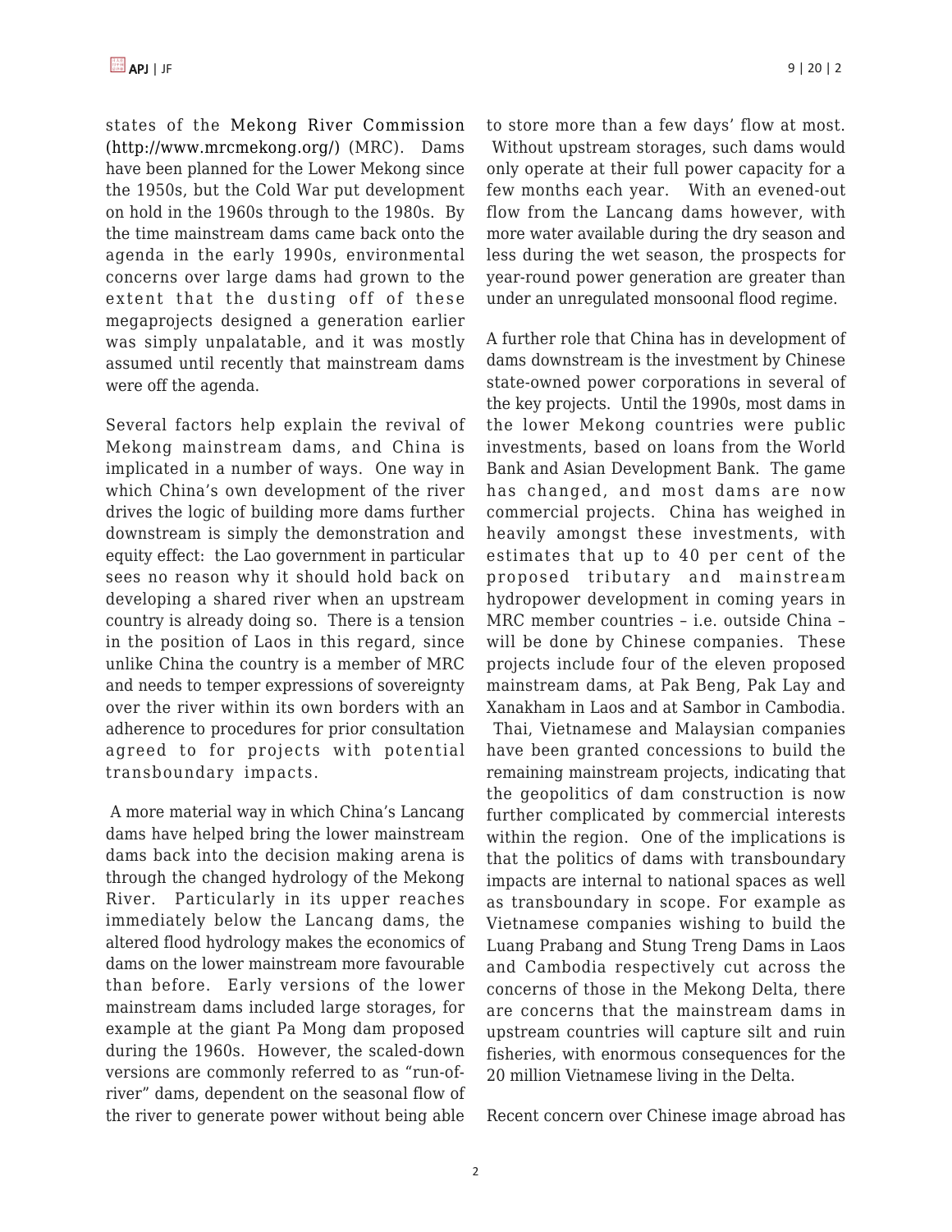states of the Mekong River Commission (http://www.mrcmekong.org/) (MRC). Dams have been planned for the Lower Mekong since the 1950s, but the Cold War put development on hold in the 1960s through to the 1980s. By the time mainstream dams came back onto the agenda in the early 1990s, environmental concerns over large dams had grown to the extent that the dusting off of these megaprojects designed a generation earlier was simply unpalatable, and it was mostly assumed until recently that mainstream dams were off the agenda.

Several factors help explain the revival of Mekong mainstream dams, and China is implicated in a number of ways. One way in which China's own development of the river drives the logic of building more dams further downstream is simply the demonstration and equity effect: the Lao government in particular sees no reason why it should hold back on developing a shared river when an upstream country is already doing so. There is a tension in the position of Laos in this regard, since unlike China the country is a member of MRC and needs to temper expressions of sovereignty over the river within its own borders with an adherence to procedures for prior consultation agreed to for projects with potential transboundary impacts.

A more material way in which China's Lancang dams have helped bring the lower mainstream dams back into the decision making arena is through the changed hydrology of the Mekong River. Particularly in its upper reaches immediately below the Lancang dams, the altered flood hydrology makes the economics of dams on the lower mainstream more favourable than before. Early versions of the lower mainstream dams included large storages, for example at the giant Pa Mong dam proposed during the 1960s. However, the scaled-down versions are commonly referred to as "run-of-river" dams, dependent on the seasonal flow of the river to generate power without being able to store more than a few days' flow at most. Without upstream storages, such dams would only operate at their full power capacity for a few months each year. With an evened-out flow from the Lancang dams however, with more water available during the dry season and less during the wet season, the prospects for year-round power generation are greater than under an unregulated monsoonal flood regime.

A further role that China has in development of dams downstream is the investment by Chinese state-owned power corporations in several of the key projects. Until the 1990s, most dams in the lower Mekong countries were public investments, based on loans from the World Bank and Asian Development Bank. The game has changed, and most dams are now commercial projects. China has weighed in heavily amongst these investments, with estimates that up to 40 per cent of the proposed tributary and mainstream hydropower development in coming years in MRC member countries – i.e. outside China – will be done by Chinese companies. These projects include four of the eleven proposed mainstream dams, at Pak Beng, Pak Lay and Xanakham in Laos and at Sambor in Cambodia. Thai, Vietnamese and Malaysian companies have been granted concessions to build the remaining mainstream projects, indicating that the geopolitics of dam construction is now further complicated by commercial interests within the region. One of the implications is that the politics of dams with transboundary impacts are internal to national spaces as well as transboundary in scope. For example as Vietnamese companies wishing to build the Luang Prabang and Stung Treng Dams in Laos and Cambodia respectively cut across the concerns of those in the Mekong Delta, there are concerns that the mainstream dams in upstream countries will capture silt and ruin fisheries, with enormous consequences for the 20 million Vietnamese living in the Delta.

Recent concern over Chinese image abroad has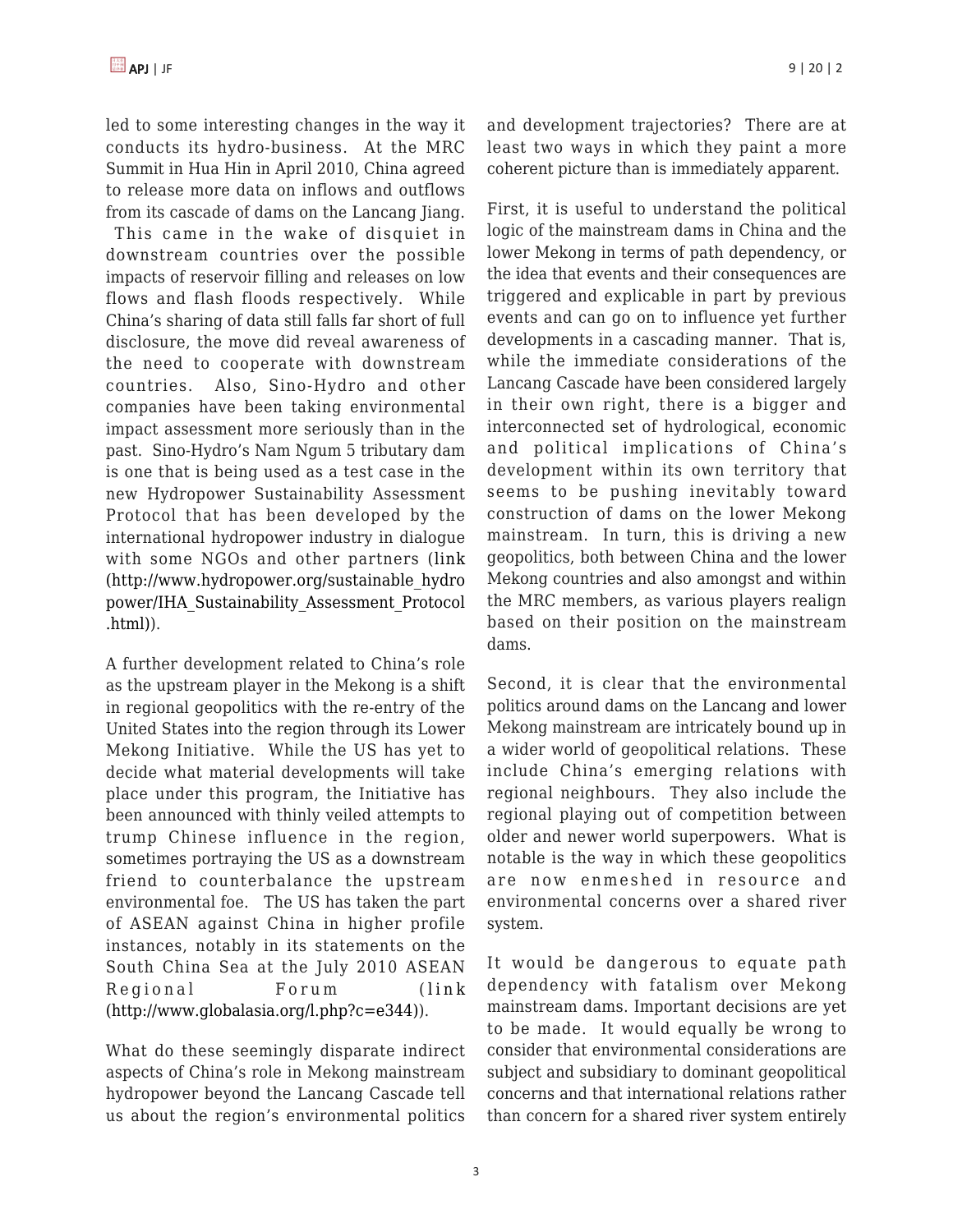led to some interesting changes in the way it conducts its hydro-business. At the MRC Summit in Hua Hin in April 2010, China agreed to release more data on inflows and outflows from its cascade of dams on the Lancang Jiang. This came in the wake of disquiet in downstream countries over the possible impacts of reservoir filling and releases on low flows and flash floods respectively. While China's sharing of data still falls far short of full disclosure, the move did reveal awareness of the need to cooperate with downstream countries. Also, Sino-Hydro and other companies have been taking environmental impact assessment more seriously than in the past. Sino-Hydro's Nam Ngum 5 tributary dam is one that is being used as a test case in the new Hydropower Sustainability Assessment Protocol that has been developed by the international hydropower industry in dialogue with some NGOs and other partners (link (http://www.hydropower.org/sustainable_hydropower/IHA_Sustainability_Assessment_Protocol.html)).

A further development related to China's role as the upstream player in the Mekong is a shift in regional geopolitics with the re-entry of the United States into the region through its Lower Mekong Initiative. While the US has yet to decide what material developments will take place under this program, the Initiative has been announced with thinly veiled attempts to trump Chinese influence in the region, sometimes portraying the US as a downstream friend to counterbalance the upstream environmental foe. The US has taken the part of ASEAN against China in higher profile instances, notably in its statements on the South China Sea at the July 2010 ASEAN Regional Forum (link (http://www.globalasia.org/l.php?c=e344)).

What do these seemingly disparate indirect aspects of China's role in Mekong mainstream hydropower beyond the Lancang Cascade tell us about the region's environmental politics and development trajectories? There are at least two ways in which they paint a more coherent picture than is immediately apparent.

First, it is useful to understand the political logic of the mainstream dams in China and the lower Mekong in terms of path dependency, or the idea that events and their consequences are triggered and explicable in part by previous events and can go on to influence yet further developments in a cascading manner. That is, while the immediate considerations of the Lancang Cascade have been considered largely in their own right, there is a bigger and interconnected set of hydrological, economic and political implications of China's development within its own territory that seems to be pushing inevitably toward construction of dams on the lower Mekong mainstream. In turn, this is driving a new geopolitics, both between China and the lower Mekong countries and also amongst and within the MRC members, as various players realign based on their position on the mainstream dams.

Second, it is clear that the environmental politics around dams on the Lancang and lower Mekong mainstream are intricately bound up in a wider world of geopolitical relations. These include China's emerging relations with regional neighbours. They also include the regional playing out of competition between older and newer world superpowers. What is notable is the way in which these geopolitics are now enmeshed in resource and environmental concerns over a shared river system.

It would be dangerous to equate path dependency with fatalism over Mekong mainstream dams. Important decisions are yet to be made. It would equally be wrong to consider that environmental considerations are subject and subsidiary to dominant geopolitical concerns and that international relations rather than concern for a shared river system entirely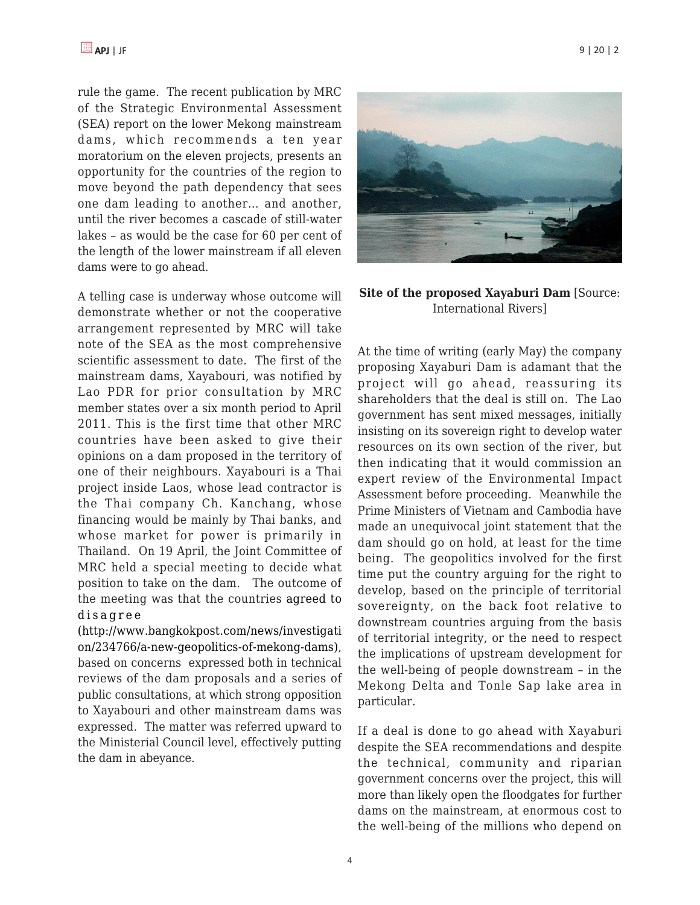rule the game. The recent publication by MRC of the Strategic Environmental Assessment (SEA) report on the lower Mekong mainstream dams, which recommends a ten year moratorium on the eleven projects, presents an opportunity for the countries of the region to move beyond the path dependency that sees one dam leading to another... and another, until the river becomes a cascade of still-water lakes – as would be the case for 60 per cent of the length of the lower mainstream if all eleven dams were to go ahead.

A telling case is underway whose outcome will demonstrate whether or not the cooperative arrangement represented by MRC will take note of the SEA as the most comprehensive scientific assessment to date. The first of the mainstream dams, Xayabouri, was notified by Lao PDR for prior consultation by MRC member states over a six month period to April 2011. This is the first time that other MRC countries have been asked to give their opinions on a dam proposed in the territory of one of their neighbours. Xayabouri is a Thai project inside Laos, whose lead contractor is the Thai company Ch. Kanchang, whose financing would be mainly by Thai banks, and whose market for power is primarily in Thailand. On 19 April, the Joint Committee of MRC held a special meeting to decide what position to take on the dam. The outcome of the meeting was that the countries agreed to disagree (http://www.bangkokpost.com/news/investigation/234766/a-new-geopolitics-of-mekong-dams), based on concerns expressed both in technical reviews of the dam proposals and a series of public consultations, at which strong opposition to Xayabouri and other mainstream dams was expressed. The matter was referred upward to the Ministerial Council level, effectively putting the dam in abeyance.

**Site of the proposed Xayaburi Dam** [Source: International Rivers]

At the time of writing (early May) the company proposing Xayaburi Dam is adamant that the project will go ahead, reassuring its shareholders that the deal is still on. The Lao government has sent mixed messages, initially insisting on its sovereign right to develop water resources on its own section of the river, but then indicating that it would commission an expert review of the Environmental Impact Assessment before proceeding. Meanwhile the Prime Ministers of Vietnam and Cambodia have made an unequivocal joint statement that the dam should go on hold, at least for the time being. The geopolitics involved for the first time put the country arguing for the right to develop, based on the principle of territorial sovereignty, on the back foot relative to downstream countries arguing from the basis of territorial integrity, or the need to respect the implications of upstream development for the well-being of people downstream – in the Mekong Delta and Tonle Sap lake area in particular.

If a deal is done to go ahead with Xayaburi despite the SEA recommendations and despite the technical, community and riparian government concerns over the project, this will more than likely open the floodgates for further dams on the mainstream, at enormous cost to the well-being of the millions who depend on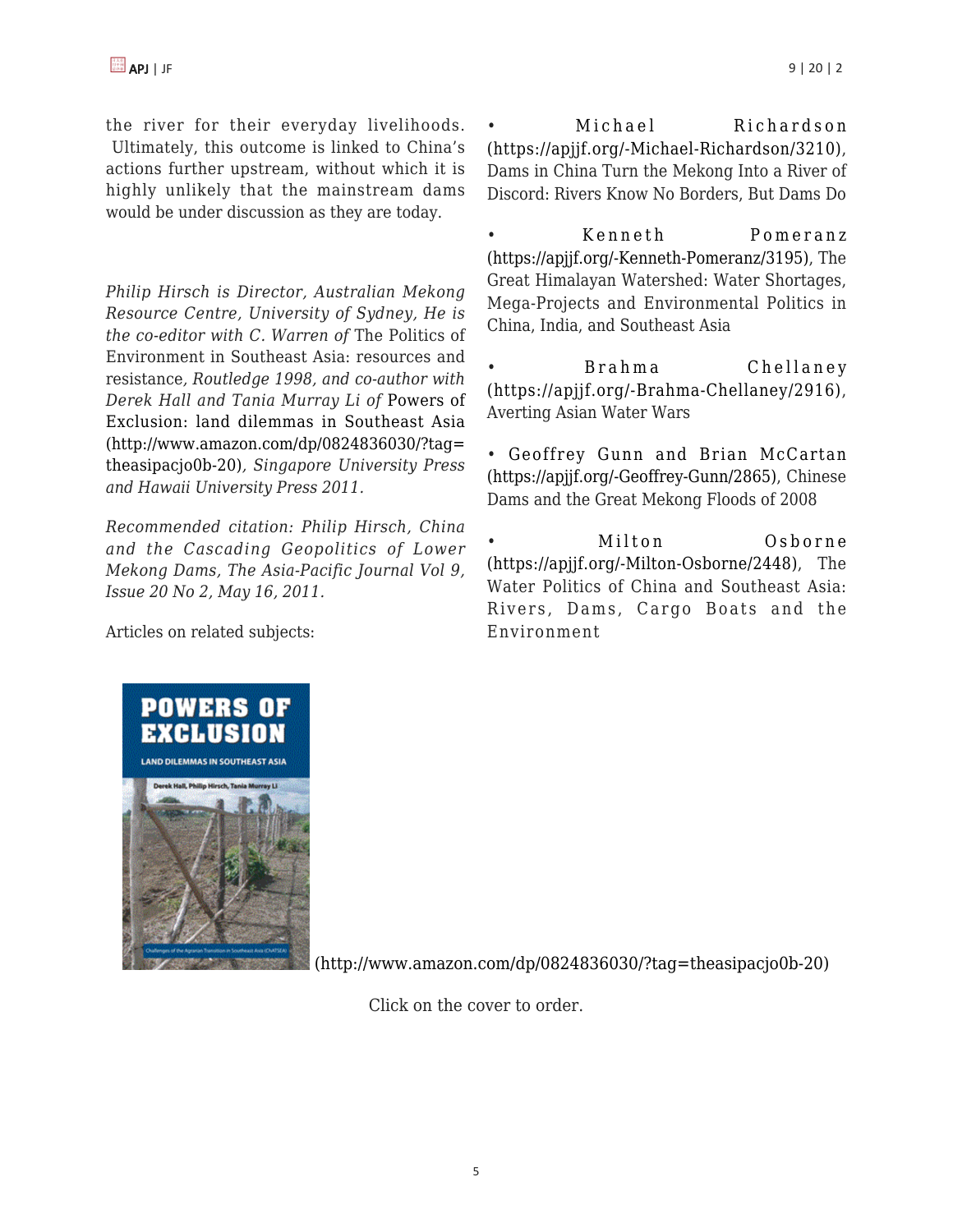the river for their everyday livelihoods. Ultimately, this outcome is linked to China's actions further upstream, without which it is highly unlikely that the mainstream dams would be under discussion as they are today.

*Philip Hirsch is Director, Australian Mekong Resource Centre, University of Sydney, He is the co-editor with C. Warren of* The Politics of Environment in Southeast Asia: resources and resistance, *Routledge 1998, and co-author with Derek Hall and Tania Murray Li of* Powers of Exclusion: land dilemmas in Southeast Asia (http://www.amazon.com/dp/0824836030/?tag=theasipacjo0b-20)*, Singapore University Press and Hawaii University Press 2011.*

*Recommended citation: Philip Hirsch, China and the Cascading Geopolitics of Lower Mekong Dams, The Asia-Pacific Journal Vol 9, Issue 20 No 2, May 16, 2011.*

Articles on related subjects:

- Michael Richardson (https://apjjf.org/-Michael-Richardson/3210), Dams in China Turn the Mekong Into a River of Discord: Rivers Know No Borders, But Dams Do
- Kenneth Pomeranz (https://apjjf.org/-Kenneth-Pomeranz/3195), The Great Himalayan Watershed: Water Shortages, Mega-Projects and Environmental Politics in China, India, and Southeast Asia
- Brahma Chellaney (https://apjjf.org/-Brahma-Chellaney/2916), Averting Asian Water Wars
- Geoffrey Gunn and Brian McCartan (https://apjjf.org/-Geoffrey-Gunn/2865), Chinese Dams and the Great Mekong Floods of 2008
- Milton Osborne (https://apjjf.org/-Milton-Osborne/2448), The Water Politics of China and Southeast Asia: Rivers, Dams, Cargo Boats and the Environment

(http://www.amazon.com/dp/0824836030/?tag=theasipacjo0b-20)

Click on the cover to order.